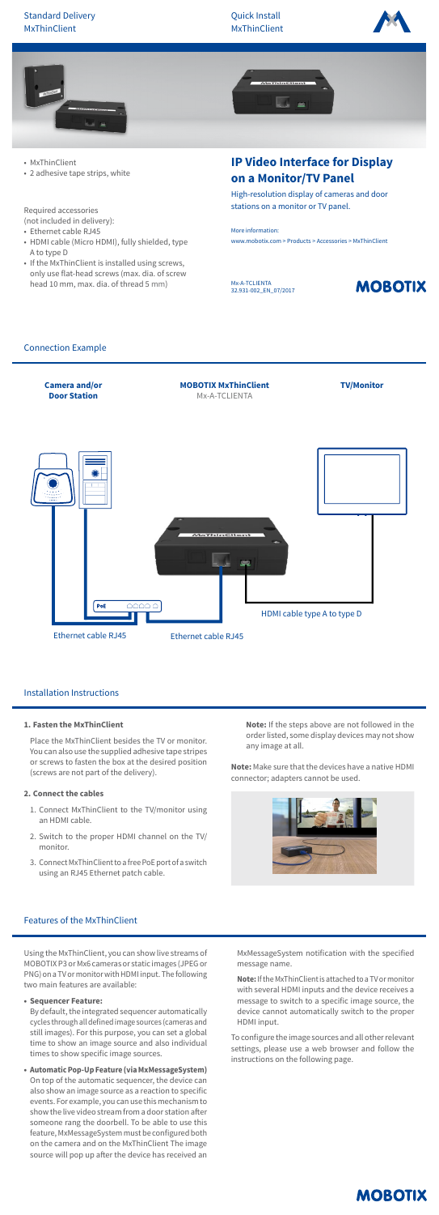## Standard Delivery MxThinClient

- MxThinClient
- 2 adhesive tape strips, white

Required accessories
(not included in delivery):

- Ethernet cable RJ45
- HDMI cable (Micro HDMI), fully shielded, type A to type D
- If the MxThinClient is installed using screws, only use flat-head screws (max. dia. of screw head 10 mm, max. dia. of thread 5 mm)

## Quick Install MxThinClient

# IP Video Interface for Display on a Monitor/TV Panel

High-resolution display of cameras and door stations on a monitor or TV panel.

More information:
www.mobotix.com > Products > Accessories > MxThinClient

Mx-A-TCLIENTA
32.931-002_EN_07/2017

MOBOTIX

## Connection Example

**Camera and/or Door Station**

**MOBOTIX MxThinClient**
Mx-A-TCLIENTA

**TV/Monitor**

PoE

HDMI cable type A to type D

Ethernet cable RJ45

Ethernet cable RJ45

## Installation Instructions

**1. Fasten the MxThinClient**

Place the MxThinClient besides the TV or monitor. You can also use the supplied adhesive tape stripes or screws to fasten the box at the desired position (screws are not part of the delivery).

**2. Connect the cables**

1. Connect MxThinClient to the TV/monitor using an HDMI cable.
2. Switch to the proper HDMI channel on the TV/monitor.
3. Connect MxThinClient to a free PoE port of a switch using an RJ45 Ethernet patch cable.

**Note:** If the steps above are not followed in the order listed, some display devices may not show any image at all.

**Note:** Make sure that the devices have a native HDMI connector; adapters cannot be used.

## Features of the MxThinClient

Using the MxThinClient, you can show live streams of MOBOTIX P3 or Mx6 cameras or static images (JPEG or PNG) on a TV or monitor with HDMI input. The following two main features are available:

- **Sequencer Feature:**
  By default, the integrated sequencer automatically cycles through all defined image sources (cameras and still images). For this purpose, you can set a global time to show an image source and also individual times to show specific image sources.
- **Automatic Pop-Up Feature (via MxMessageSystem)**
  On top of the automatic sequencer, the device can also show an image source as a reaction to specific events. For example, you can use this mechanism to show the live video stream from a door station after someone rang the doorbell. To be able to use this feature, MxMessageSystem must be configured both on the camera and on the MxThinClient The image source will pop up after the device has received an MxMessageSystem notification with the specified message name.

**Note:** If the MxThinClient is attached to a TV or monitor with several HDMI inputs and the device receives a message to switch to a specific image source, the device cannot automatically switch to the proper HDMI input.

To configure the image sources and all other relevant settings, please use a web browser and follow the instructions on the following page.

MOBOTIX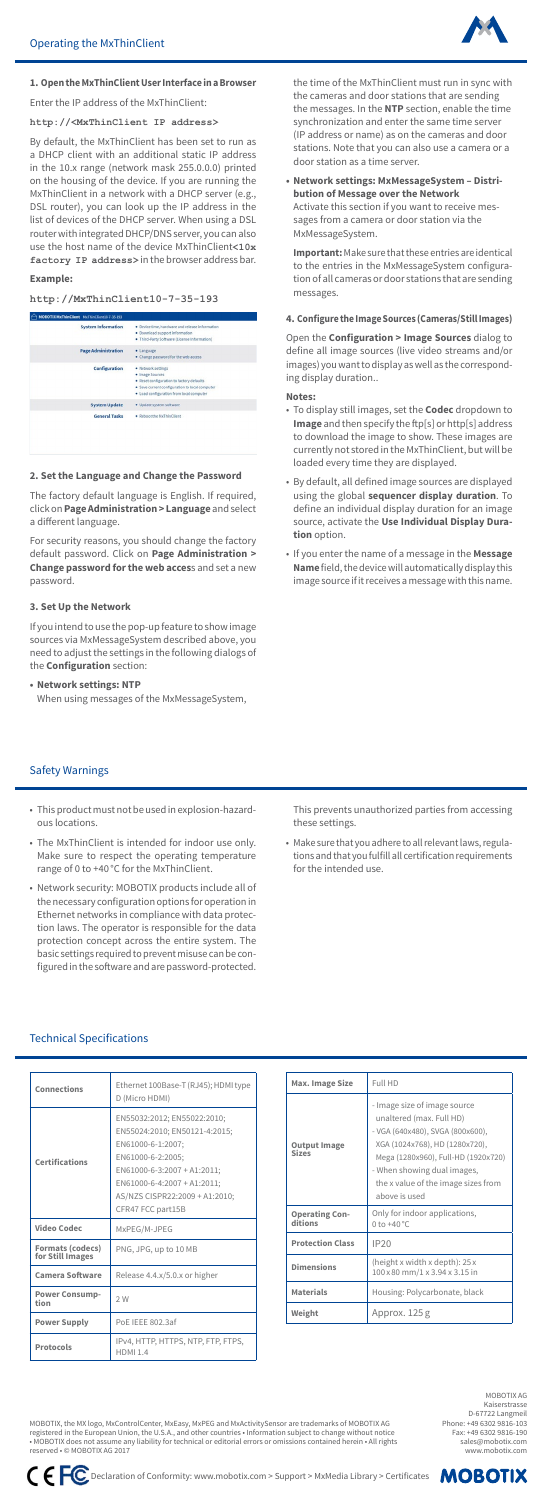## Operating the MxThinClient

### 1. Open the MxThinClient User Interface in a Browser

Enter the IP address of the MxThinClient:

**http://<MxThinClient IP address>**

By default, the MxThinClient has been set to run as a DHCP client with an additional static IP address in the 10.x range (network mask 255.0.0.0) printed on the housing of the device. If you are running the MxThinClient in a network with a DHCP server (e.g., DSL router), you can look up the IP address in the list of devices of the DHCP server. When using a DSL router with integrated DHCP/DNS server, you can also use the host name of the device MxThinClient**<10x factory IP address>** in the browser address bar.

**Example:**

**http://MxThinClient10-7-35-193**

### 2. Set the Language and Change the Password

The factory default language is English. If required, click on **Page Administration > Language** and select a different language.

For security reasons, you should change the factory default password. Click on **Page Administration > Change password for the web access** and set a new password.

### 3. Set Up the Network

If you intend to use the pop-up feature to show image sources via MxMessageSystem described above, you need to adjust the settings in the following dialogs of the **Configuration** section:

- **Network settings: NTP**
  When using messages of the MxMessageSystem, the time of the MxThinClient must run in sync with the cameras and door stations that are sending the messages. In the **NTP** section, enable the time synchronization and enter the same time server (IP address or name) as on the cameras and door stations. Note that you can also use a camera or a door station as a time server.

- **Network settings: MxMessageSystem – Distribution of Message over the Network**
  Activate this section if you want to receive messages from a camera or door station via the MxMessageSystem.

  **Important:** Make sure that these entries are identical to the entries in the MxMessageSystem configuration of all cameras or door stations that are sending messages.

### 4. Configure the Image Sources (Cameras/Still Images)

Open the **Configuration > Image Sources** dialog to define all image sources (live video streams and/or images) you want to display as well as the corresponding display duration..

**Notes:**

- To display still images, set the **Codec** dropdown to **Image** and then specify the ftp[s] or http[s] address to download the image to show. These images are currently not stored in the MxThinClient, but will be loaded every time they are displayed.
- By default, all defined image sources are displayed using the global **sequencer display duration**. To define an individual display duration for an image source, activate the **Use Individual Display Duration** option.
- If you enter the name of a message in the **Message Name** field, the device will automatically display this image source if it receives a message with this name.

## Safety Warnings

- This product must not be used in explosion-hazardous locations.
- The MxThinClient is intended for indoor use only. Make sure to respect the operating temperature range of 0 to +40 °C for the MxThinClient.
- Network security: MOBOTIX products include all of the necessary configuration options for operation in Ethernet networks in compliance with data protection laws. The operator is responsible for the data protection concept across the entire system. The basic settings required to prevent misuse can be configured in the software and are password-protected. This prevents unauthorized parties from accessing these settings.
- Make sure that you adhere to all relevant laws, regulations and that you fulfill all certification requirements for the intended use.

## Technical Specifications

| | |
|---|---|
| **Connections** | Ethernet 100Base-T (RJ45); HDMI type D (Micro HDMI) |
| **Certifications** | EN55032:2012; EN55022:2010; EN55024:2010; EN50121-4:2015; EN61000-6-1:2007; EN61000-6-2:2005; EN61000-6-3:2007 + A1:2011; EN61000-6-4:2007 + A1:2011; AS/NZS CISPR22:2009 + A1:2010; CFR47 FCC part15B |
| **Video Codec** | MxPEG/M-JPEG |
| **Formats (codecs) for Still Images** | PNG, JPG, up to 10 MB |
| **Camera Software** | Release 4.4.x/5.0.x or higher |
| **Power Consumption** | 2 W |
| **Power Supply** | PoE IEEE 802.3af |
| **Protocols** | IPv4, HTTP, HTTPS, NTP, FTP, FTPS, HDMI 1.4 |

| | |
|---|---|
| **Max. Image Size** | Full HD |
| **Output Image Sizes** | - Image size of image source unaltered (max. Full HD)<br>- VGA (640x480), SVGA (800x600), XGA (1024x768), HD (1280x720), Mega (1280x960), Full-HD (1920x720)<br>- When showing dual images, the x value of the image sizes from above is used |
| **Operating Conditions** | Only for indoor applications, 0 to +40 °C |
| **Protection Class** | IP20 |
| **Dimensions** | (height x width x depth): 25 x 100 x 80 mm/1 x 3.94 x 3.15 in |
| **Materials** | Housing: Polycarbonate, black |
| **Weight** | Approx. 125 g |

MOBOTIX, the MX logo, MxControlCenter, MxEasy, MxPEG and MxActivitySensor are trademarks of MOBOTIX AG registered in the European Union, the U.S.A., and other countries • Information subject to change without notice • MOBOTIX does not assume any liability for technical or editorial errors or omissions contained herein • All rights reserved • © MOBOTIX AG 2017

MOBOTIX AG
Kaiserstrasse
D-67722 Langmeil
Phone: +49 6302 9816-103
Fax: +49 6302 9816-190
sales@mobotix.com
www.mobotix.com

Declaration of Conformity: www.mobotix.com > Support > MxMedia Library > Certificates